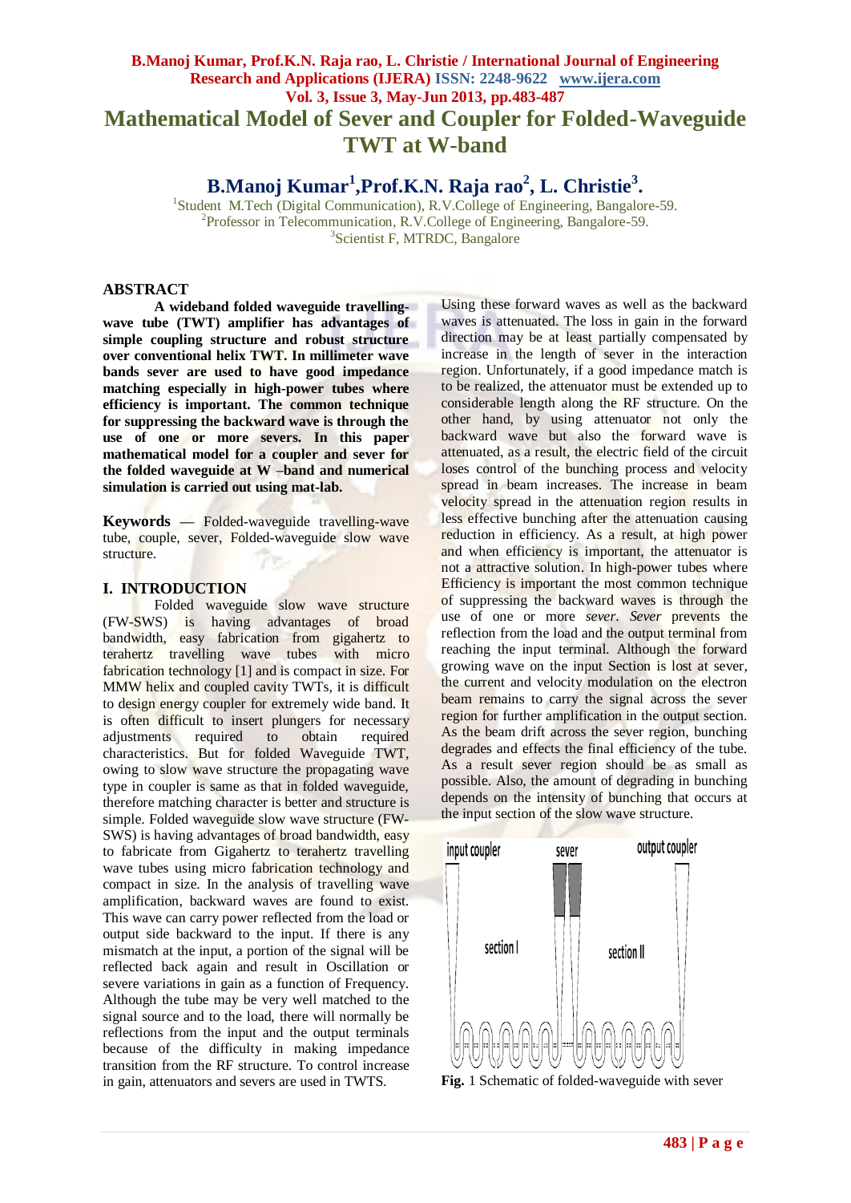# Mathematical Model of Sever and Coupler for Folded-Waveguide TWT at W-band

## B.Manoj Kumar[1], Prof.K.N. Raja rao[2], L. Christie[3].

[1]Student M.Tech (Digital Communication), R.V.College of Engineering, Bangalore-59.
[2]Professor in Telecommunication, R.V.College of Engineering, Bangalore-59.
[3]Scientist F, MTRDC, Bangalore

## ABSTRACT

**A wideband folded waveguide travelling-wave tube (TWT) amplifier has advantages of simple coupling structure and robust structure over conventional helix TWT. In millimeter wave bands sever are used to have good impedance matching especially in high-power tubes where efficiency is important. The common technique for suppressing the backward wave is through the use of one or more severs. In this paper mathematical model for a coupler and sever for the folded waveguide at W –band and numerical simulation is carried out using mat-lab.**

**Keywords** — Folded-waveguide travelling-wave tube, couple, sever, Folded-waveguide slow wave structure.

## I. INTRODUCTION

Folded waveguide slow wave structure (FW-SWS) is having advantages of broad bandwidth, easy fabrication from gigahertz to terahertz travelling wave tubes with micro fabrication technology [1] and is compact in size. For MMW helix and coupled cavity TWTs, it is difficult to design energy coupler for extremely wide band. It is often difficult to insert plungers for necessary adjustments required to obtain required characteristics. But for folded Waveguide TWT, owing to slow wave structure the propagating wave type in coupler is same as that in folded waveguide, therefore matching character is better and structure is simple. Folded waveguide slow wave structure (FW-SWS) is having advantages of broad bandwidth, easy to fabricate from Gigahertz to terahertz travelling wave tubes using micro fabrication technology and compact in size. In the analysis of travelling wave amplification, backward waves are found to exist. This wave can carry power reflected from the load or output side backward to the input. If there is any mismatch at the input, a portion of the signal will be reflected back again and result in Oscillation or severe variations in gain as a function of Frequency. Although the tube may be very well matched to the signal source and to the load, there will normally be reflections from the input and the output terminals because of the difficulty in making impedance transition from the RF structure. To control increase in gain, attenuators and severs are used in TWTS. Using these forward waves as well as the backward waves is attenuated. The loss in gain in the forward direction may be at least partially compensated by increase in the length of sever in the interaction region. Unfortunately, if a good impedance match is to be realized, the attenuator must be extended up to considerable length along the RF structure. On the other hand, by using attenuator not only the backward wave but also the forward wave is attenuated, as a result, the electric field of the circuit loses control of the bunching process and velocity spread in beam increases. The increase in beam velocity spread in the attenuation region results in less effective bunching after the attenuation causing reduction in efficiency. As a result, at high power and when efficiency is important, the attenuator is not a attractive solution. In high-power tubes where Efficiency is important the most common technique of suppressing the backward waves is through the use of one or more *sever*. *Sever* prevents the reflection from the load and the output terminal from reaching the input terminal. Although the forward growing wave on the input Section is lost at sever, the current and velocity modulation on the electron beam remains to carry the signal across the sever region for further amplification in the output section. As the beam drift across the sever region, bunching degrades and effects the final efficiency of the tube. As a result sever region should be as small as possible. Also, the amount of degrading in bunching depends on the intensity of bunching that occurs at the input section of the slow wave structure.

**Fig.** 1 Schematic of folded-waveguide with sever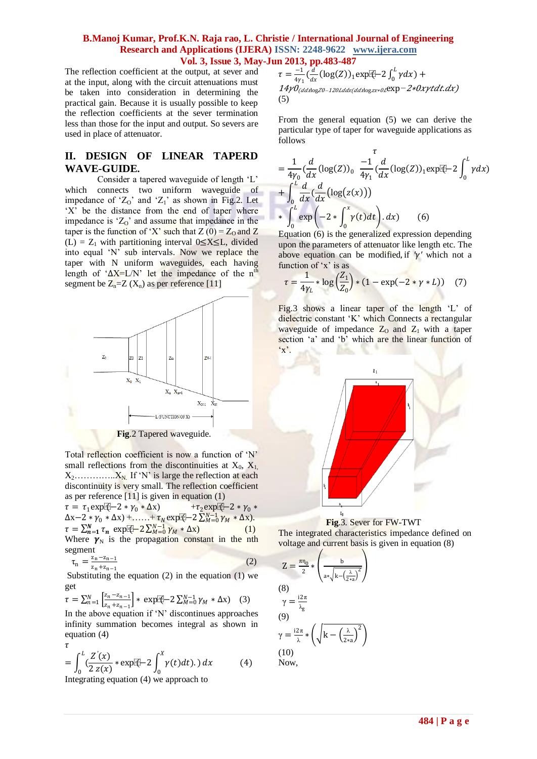The reflection coefficient at the output, at sever and at the input, along with the circuit attenuations must be taken into consideration in determining the practical gain. Because it is usually possible to keep the reflection coefficients at the sever termination less than those for the input and output. So severs are used in place of attenuator.

## II. DESIGN OF LINEAR TAPERD WAVE-GUIDE.

Consider a tapered waveguide of length ‘L’ which connects two uniform waveguide of impedance of ‘$Z_O$’ and ‘$Z_1$’ as shown in Fig.2. Let ‘X’ be the distance from the end of taper where impedance is ‘$Z_O$’ and assume that impedance in the taper is the function of ‘X’ such that $Z(0) = Z_O$ and $Z(L) = Z_1$ with partitioning interval $0 \leq X \leq L$, divided into equal ‘N’ sub intervals. Now we replace the taper with N uniform waveguides, each having length of ‘$\Delta X = L/N$’ let the impedance of the $n^{th}$ segment be $Z_n = Z(X_n)$ as per reference [11]

**Fig**.2 Tapered waveguide.

Total reflection coefficient is now a function of ‘N’ small reflections from the discontinuities at $X_0$, $X_1$, $X_2$…………..$X_N$. If ‘N’ is large the reflection at each discontinuity is very small. The reflection coefficient as per reference [11] is given in equation (1)

$$\tau = \tau_1 \exp(-2*\gamma_0*\Delta x) + \tau_2 \exp(-2*\gamma_0*\Delta x - 2*\gamma_0*\Delta x) + \ldots\ldots + \tau_N \exp(-2\sum_{M=0}^{N-1}\gamma_M*\Delta x).$$

$$\tau = \sum_{n=1}^{N}\tau_n \exp(-2\sum_{M=0}^{M-1}\gamma_M*\Delta x) \qquad (1)$$

Where $\boldsymbol{\gamma}_N$ is the propagation constant in the nth segment

$$\tau_n = \frac{z_n - z_{n-1}}{z_n + z_{n-1}} \qquad (2)$$

Substituting the equation (2) in the equation (1) we get

$$\tau = \sum_{n=1}^{N}\left[\frac{z_n - z_{n-1}}{z_n + z_{n-1}}\right] * \exp(-2\sum_{M=0}^{N-1}\gamma_M*\Delta x) \quad (3)$$

In the above equation if ‘N’ discontinues approaches infinity summation becomes integral as shown in equation (4)

$$\tau = \int_0^L \left(\frac{Z'(x)}{2\,z(x)} * \exp(-2\int_0^X \gamma(t)dt).\right)dx \qquad (4)$$

Integrating equation (4) we approach to

$$\tau = \frac{-1}{4\gamma_1}\left(\frac{d}{dx}(\log(Z))_1 \exp(-2\int_0^L \gamma dx) + 14\gamma 0(ddx\log Z0 - 120Lddx(ddx\log zx*0L\exp - 2*0x\gamma tdt.dx)\right.$$
(5)

From the general equation (5) we can derive the particular type of taper for waveguide applications as follows

$$\tau = \frac{1}{4\gamma_0}\left(\frac{d}{dx}(\log(Z))_0 \ \frac{-1}{4\gamma_1}\left(\frac{d}{dx}(\log(Z))_1 \exp(-2\int_0^L \gamma dx)\right.\right.$$
$$+ \int_0^L \frac{d}{dx}\left(\frac{d}{dx}(\log(z(x))\right)$$
$$* \int_0^L \exp\left(-2*\int_0^x \gamma(t)dt\right).dx) \qquad (6)$$

Equation (6) is the generalized expression depending upon the parameters of attenuator like length etc. The above equation can be modified, if ‘$\gamma$’ which not a function of ‘x’ is as

$$\tau = \frac{1}{4\gamma_L} * \log\left(\frac{Z_1}{Z_0}\right) * (1 - \exp(-2*\gamma*L)) \qquad (7)$$

Fig.3 shows a linear taper of the length ‘L’ of dielectric constant ‘K’ which Connects a rectangular waveguide of impedance $Z_O$ and $Z_1$ with a taper section ‘a’ and ‘b’ which are the linear function of ‘x’.

**Fig**.3. Sever for FW-TWT

The integrated characteristics impedance defined on voltage and current basis is given in equation (8)

$$Z = \frac{\pi\eta_0}{2} * \left(\frac{b}{a*\sqrt{k - \left(\frac{\lambda}{2*a}\right)^2}}\right)$$
(8)

$$\gamma = \frac{i2\pi}{\lambda_g}$$
(9)

$$\gamma = \frac{i2\pi}{\lambda} * \left(\sqrt{k - \left(\frac{\lambda}{2*a}\right)^2}\right)$$
(10)

Now,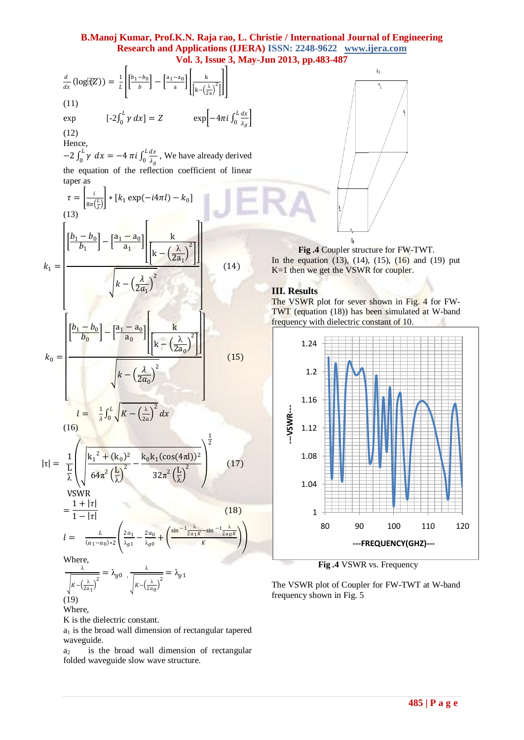$$\frac{d}{dx}(\log(Z)) = \frac{1}{L}\left[\left[\frac{b_1-b_0}{b}\right]-\left[\frac{a_1-a_0}{a}\right]\left[\frac{k}{\left[k-\left(\frac{\lambda}{2a}\right)^2\right]}\right]\right]$$

(11)

$$\exp\left[-2\int_0^L \gamma\, dx\right] = Z \qquad \exp\left[-4\pi i\int_0^L \frac{dx}{\lambda_g}\right]$$

(12)

Hence,

$-2\int_0^L \gamma\, dx = -4\,\pi i\int_0^L \frac{dx}{\lambda_g}$, We have already derived the equation of the reflection coefficient of linear taper as

$$\tau = \left[\frac{i}{8\pi\left(\frac{L}{\lambda}\right)}\right] * [k_1 \exp(-i4\pi l) - k_0]$$

(13)

$$k_1 = \left[\frac{\left[\frac{b_1-b_0}{b_1}\right]-\left[\frac{a_1-a_0}{a_1}\right]\left[\frac{k}{\left[k-\left(\frac{\lambda}{2a_1}\right)^2\right]}\right]}{\sqrt{k-\left(\frac{\lambda}{2a_1}\right)^2}}\right] \qquad (14)$$

$$k_0 = \left[\frac{\left[\frac{b_1-b_0}{b_0}\right]-\left[\frac{a_1-a_0}{a_0}\right]\left[\frac{k}{\left[k-\left(\frac{\lambda}{2a_0}\right)^2\right]}\right]}{\sqrt{k-\left(\frac{\lambda}{2a_0}\right)^2}}\right] \qquad (15)$$

$$l = \frac{1}{\lambda}\int_0^L \sqrt{K-\left(\frac{\lambda}{2a}\right)^2}\, dx$$

(16)

$$|\tau| = \frac{1}{\frac{L}{\lambda}}\left(\sqrt{\frac{{k_1}^2+(k_0)^2}{64\pi^2\left(\frac{L}{\lambda}\right)^2}-\frac{k_0k_1(\cos(4\pi l))^2}{32\pi^2\left(\frac{L}{\lambda}\right)^2}}\right)^{\frac{1}{2}} \qquad (17)$$

$$\text{VSWR} = \frac{1+|\tau|}{1-|\tau|} \qquad (18)$$

$$l = \frac{L}{(a_1-a_0)*2}\left(\frac{2a_1}{\lambda_{g1}}-\frac{2a_0}{\lambda_{g0}}+\left(\frac{\sin^{-1}\frac{\lambda}{2a_1K}-\sin^{-1}\frac{\lambda}{2a_0K}}{K}\right)\right)$$

Where,

$$\frac{\lambda}{\sqrt{K-\left(\frac{\lambda}{2a_1}\right)^2}} = \lambda_{g0}\ ,\ \frac{\lambda}{\sqrt{K-\left(\frac{\lambda}{2a_0}\right)^2}} = \lambda_{g1}$$

(19)

Where,

K is the dielectric constant.

$a_1$ is the broad wall dimension of rectangular tapered waveguide.

$a_2$ is the broad wall dimension of rectangular folded waveguide slow wave structure.

**Fig .4** Coupler structure for FW-TWT.

In the equation (13), (14), (15), (16) and (19) put K=1 then we get the VSWR for coupler.

## III. Results

The VSWR plot for sever shown in Fig. 4 for FW-TWT (equation (18)) has been simulated at W-band frequency with dielectric constant of 10.

**Fig .4** VSWR vs. Frequency

The VSWR plot of Coupler for FW-TWT at W-band frequency shown in Fig. 5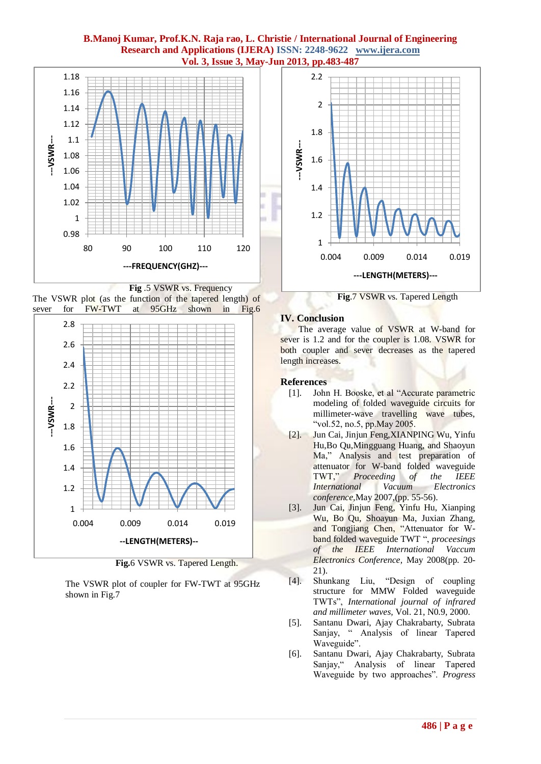Fig .5 VSWR vs. Frequency

The VSWR plot (as the function of the tapered length) of sever for FW-TWT at 95GHz shown in Fig.6

Fig.6 VSWR vs. Tapered Length.

The VSWR plot of coupler for FW-TWT at 95GHz shown in Fig.7

Fig.7 VSWR vs. Tapered Length

## IV. Conclusion

The average value of VSWR at W-band for sever is 1.2 and for the coupler is 1.08. VSWR for both coupler and sever decreases as the tapered length increases.

## References

- [1]. John H. Booske, et al "Accurate parametric modeling of folded waveguide circuits for millimeter-wave travelling wave tubes, "vol.52, no.5, pp.May 2005.
- [2]. Jun Cai, Jinjun Feng,XIANPING Wu, Yinfu Hu,Bo Qu,Mingguang Huang, and Shaoyun Ma," Analysis and test preparation of attenuator for W-band folded waveguide TWT," *Proceeding of the IEEE International Vacuum Electronics conference,*May 2007,(pp. 55-56).
- [3]. Jun Cai, Jinjun Feng, Yinfu Hu, Xianping Wu, Bo Qu, Shoayun Ma, Juxian Zhang, and Tongjiang Chen, "Attenuator for W-band folded waveguide TWT ", *proceesings of the IEEE International Vaccum Electronics Conference*, May 2008(pp. 20-21).
- [4]. Shunkang Liu, "Design of coupling structure for MMW Folded waveguide TWTs", *International journal of infrared and millimeter waves,* Vol. 21, N0.9, 2000.
- [5]. Santanu Dwari, Ajay Chakrabarty, Subrata Sanjay, " Analysis of linear Tapered Waveguide".
- [6]. Santanu Dwari, Ajay Chakrabarty, Subrata Sanjay," Analysis of linear Tapered Waveguide by two approaches". *Progress*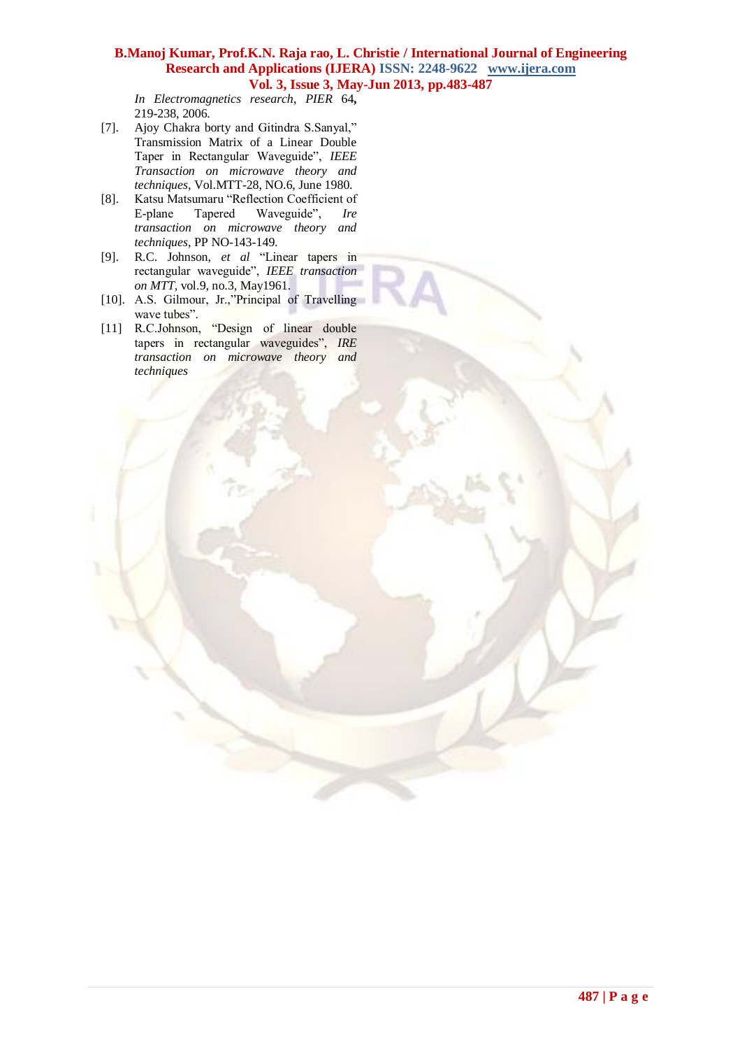*In Electromagnetics research, PIER* 64**,** 219-238, 2006.

[7]. Ajoy Chakra borty and Gitindra S.Sanyal," Transmission Matrix of a Linear Double Taper in Rectangular Waveguide", *IEEE Transaction on microwave theory and techniques*, Vol.MTT-28, NO.6, June 1980.

[8]. Katsu Matsumaru "Reflection Coefficient of E-plane Tapered Waveguide", *Ire transaction on microwave theory and techniques*, PP NO-143-149.

[9]. R.C. Johnson, *et al* "Linear tapers in rectangular waveguide", *IEEE transaction on MTT*, vol.9, no.3, May1961.

[10]. A.S. Gilmour, Jr.,"Principal of Travelling wave tubes".

[11] R.C.Johnson, "Design of linear double tapers in rectangular waveguides", *IRE transaction on microwave theory and techniques*